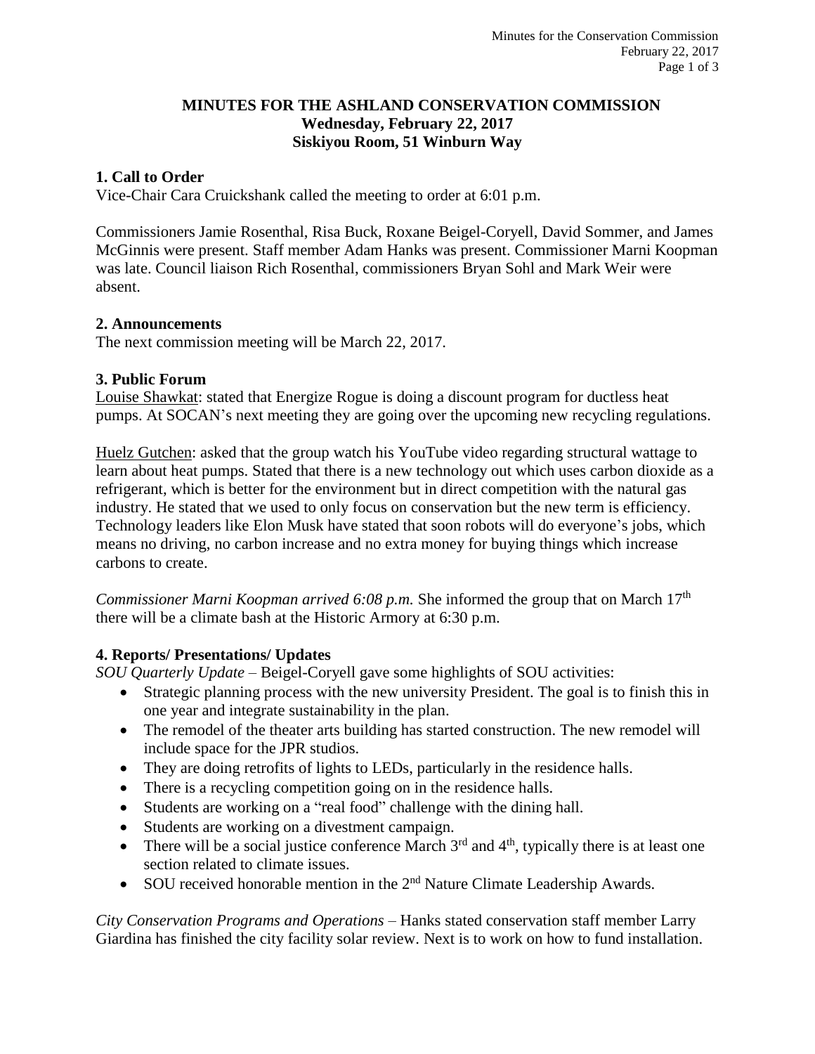# MINUTES FOR THE ASHLAND CONSERVATION COMMISSION
## Wednesday, February 22, 2017
## Siskiyou Room, 51 Winburn Way

### 1. Call to Order

Vice-Chair Cara Cruickshank called the meeting to order at 6:01 p.m.

Commissioners Jamie Rosenthal, Risa Buck, Roxane Beigel-Coryell, David Sommer, and James McGinnis were present. Staff member Adam Hanks was present. Commissioner Marni Koopman was late. Council liaison Rich Rosenthal, commissioners Bryan Sohl and Mark Weir were absent.

### 2. Announcements

The next commission meeting will be March 22, 2017.

### 3. Public Forum

Louise Shawkat: stated that Energize Rogue is doing a discount program for ductless heat pumps. At SOCAN's next meeting they are going over the upcoming new recycling regulations.

Huelz Gutchen: asked that the group watch his YouTube video regarding structural wattage to learn about heat pumps. Stated that there is a new technology out which uses carbon dioxide as a refrigerant, which is better for the environment but in direct competition with the natural gas industry. He stated that we used to only focus on conservation but the new term is efficiency. Technology leaders like Elon Musk have stated that soon robots will do everyone's jobs, which means no driving, no carbon increase and no extra money for buying things which increase carbons to create.

*Commissioner Marni Koopman arrived 6:08 p.m.* She informed the group that on March 17th there will be a climate bash at the Historic Armory at 6:30 p.m.

### 4. Reports/ Presentations/ Updates

*SOU Quarterly Update* – Beigel-Coryell gave some highlights of SOU activities:

- Strategic planning process with the new university President. The goal is to finish this in one year and integrate sustainability in the plan.
- The remodel of the theater arts building has started construction. The new remodel will include space for the JPR studios.
- They are doing retrofits of lights to LEDs, particularly in the residence halls.
- There is a recycling competition going on in the residence halls.
- Students are working on a "real food" challenge with the dining hall.
- Students are working on a divestment campaign.
- There will be a social justice conference March 3rd and 4th, typically there is at least one section related to climate issues.
- SOU received honorable mention in the 2nd Nature Climate Leadership Awards.

*City Conservation Programs and Operations* – Hanks stated conservation staff member Larry Giardina has finished the city facility solar review. Next is to work on how to fund installation.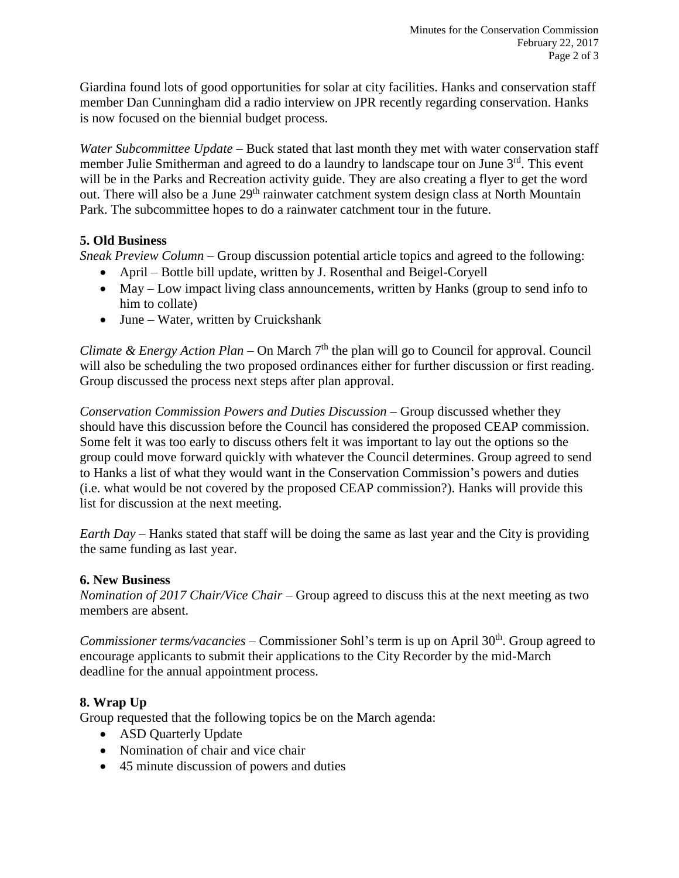Giardina found lots of good opportunities for solar at city facilities. Hanks and conservation staff member Dan Cunningham did a radio interview on JPR recently regarding conservation. Hanks is now focused on the biennial budget process.

*Water Subcommittee Update* – Buck stated that last month they met with water conservation staff member Julie Smitherman and agreed to do a laundry to landscape tour on June 3rd. This event will be in the Parks and Recreation activity guide. They are also creating a flyer to get the word out. There will also be a June 29th rainwater catchment system design class at North Mountain Park. The subcommittee hopes to do a rainwater catchment tour in the future.

**5. Old Business**

*Sneak Preview Column* – Group discussion potential article topics and agreed to the following:

- April – Bottle bill update, written by J. Rosenthal and Beigel-Coryell
- May – Low impact living class announcements, written by Hanks (group to send info to him to collate)
- June – Water, written by Cruickshank

*Climate & Energy Action Plan* – On March 7th the plan will go to Council for approval. Council will also be scheduling the two proposed ordinances either for further discussion or first reading. Group discussed the process next steps after plan approval.

*Conservation Commission Powers and Duties Discussion* – Group discussed whether they should have this discussion before the Council has considered the proposed CEAP commission. Some felt it was too early to discuss others felt it was important to lay out the options so the group could move forward quickly with whatever the Council determines. Group agreed to send to Hanks a list of what they would want in the Conservation Commission's powers and duties (i.e. what would be not covered by the proposed CEAP commission?). Hanks will provide this list for discussion at the next meeting.

*Earth Day* – Hanks stated that staff will be doing the same as last year and the City is providing the same funding as last year.

**6. New Business**

*Nomination of 2017 Chair/Vice Chair* – Group agreed to discuss this at the next meeting as two members are absent.

*Commissioner terms/vacancies* – Commissioner Sohl's term is up on April 30th. Group agreed to encourage applicants to submit their applications to the City Recorder by the mid-March deadline for the annual appointment process.

**8. Wrap Up**

Group requested that the following topics be on the March agenda:

- ASD Quarterly Update
- Nomination of chair and vice chair
- 45 minute discussion of powers and duties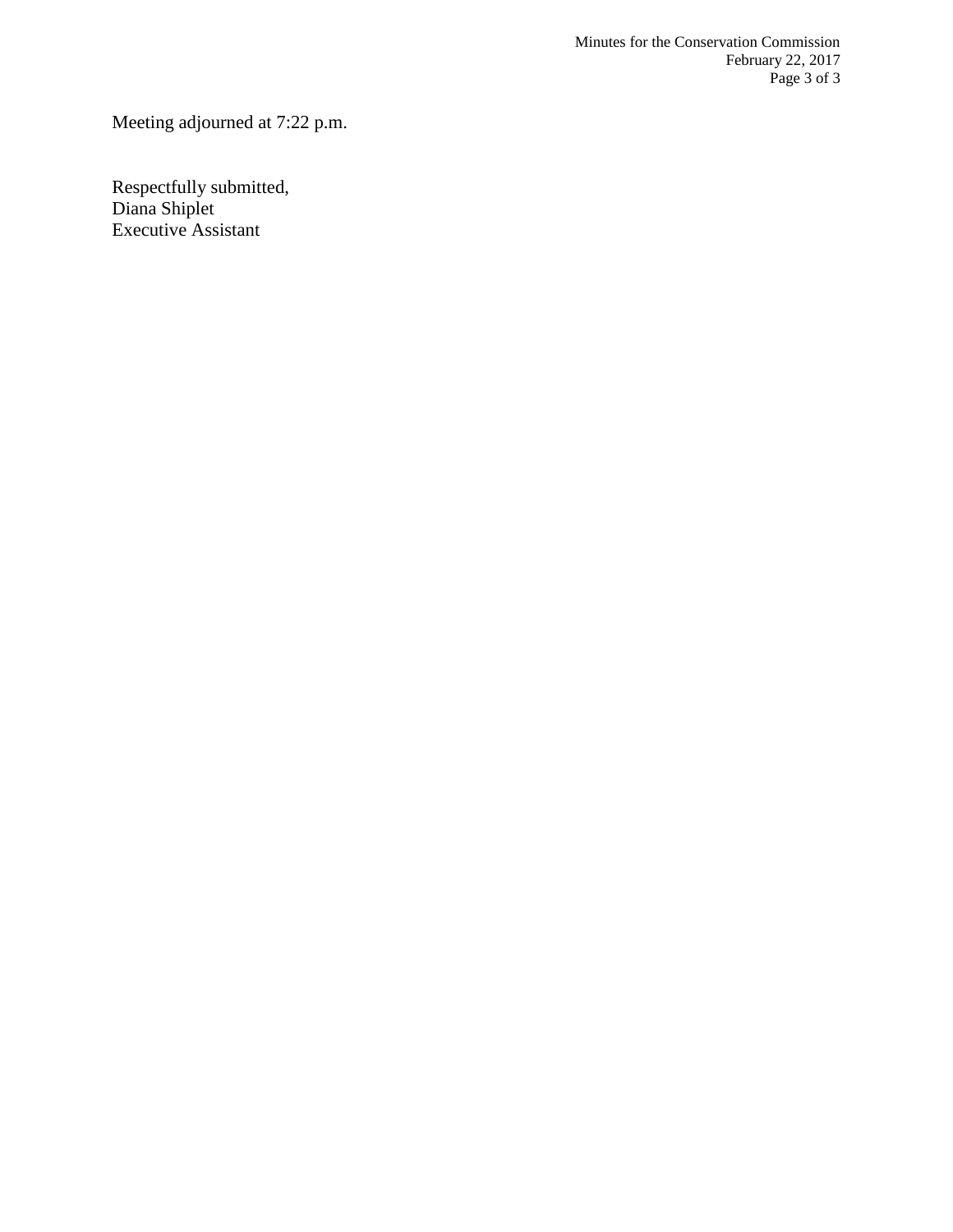Meeting adjourned at 7:22 p.m.

Respectfully submitted,
Diana Shiplet
Executive Assistant